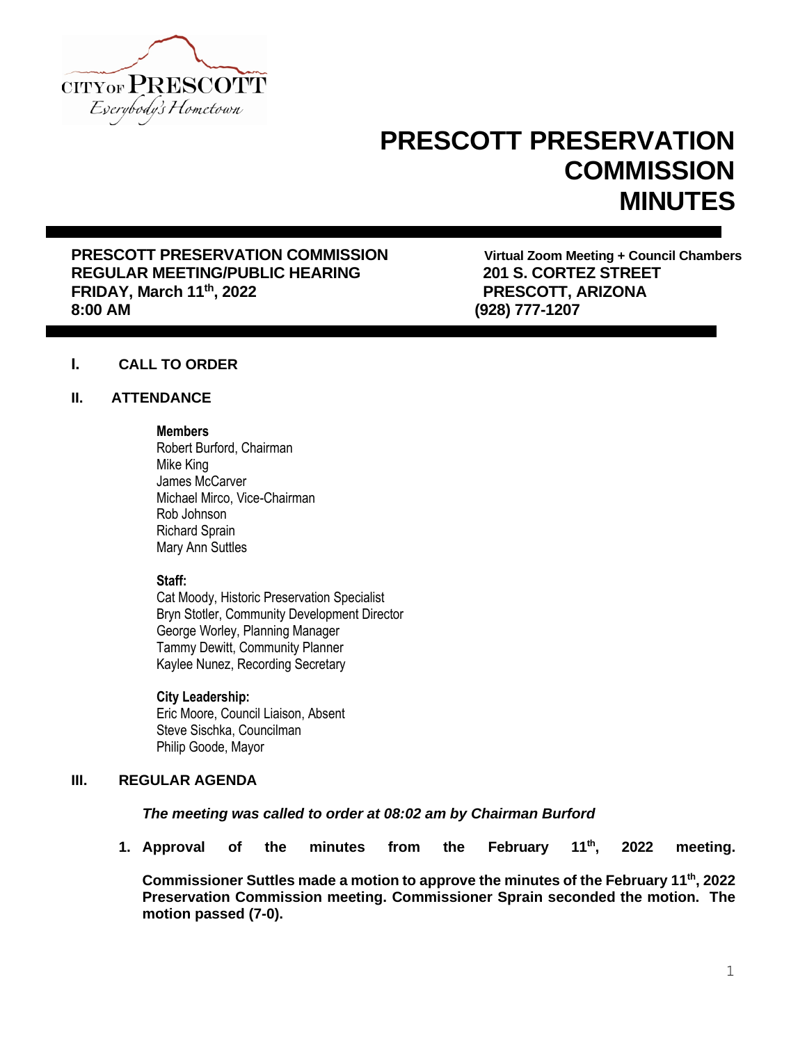# PRESCOTT PRESERVATION COMMISSION MINUTES

**PRESCOTT PRESERVATION COMMISSION**
**REGULAR MEETING/PUBLIC HEARING**
**FRIDAY, March 11th, 2022**
**8:00 AM**

**Virtual Zoom Meeting + Council Chambers**
**201 S. CORTEZ STREET**
**PRESCOTT, ARIZONA**
**(928) 777-1207**

## I. CALL TO ORDER

## II. ATTENDANCE

**Members**
Robert Burford, Chairman
Mike King
James McCarver
Michael Mirco, Vice-Chairman
Rob Johnson
Richard Sprain
Mary Ann Suttles

**Staff:**
Cat Moody, Historic Preservation Specialist
Bryn Stotler, Community Development Director
George Worley, Planning Manager
Tammy Dewitt, Community Planner
Kaylee Nunez, Recording Secretary

**City Leadership:**
Eric Moore, Council Liaison, Absent
Steve Sischka, Councilman
Philip Goode, Mayor

## III. REGULAR AGENDA

***The meeting was called to order at 08:02 am by Chairman Burford***

1. **Approval of the minutes from the February 11th, 2022 meeting.**

   **Commissioner Suttles made a motion to approve the minutes of the February 11th, 2022 Preservation Commission meeting. Commissioner Sprain seconded the motion. The motion passed (7-0).**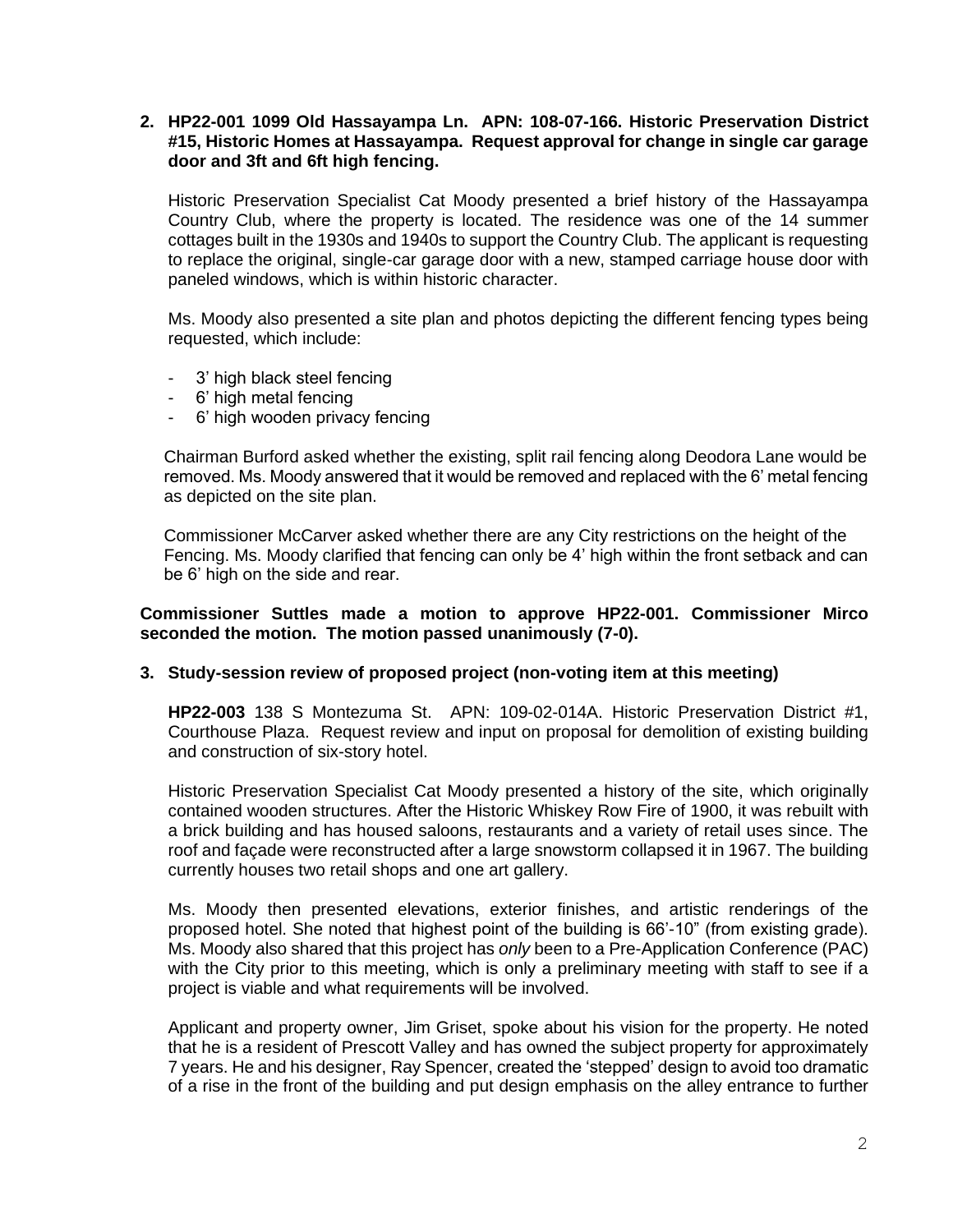2. **HP22-001 1099 Old Hassayampa Ln. APN: 108-07-166. Historic Preservation District #15, Historic Homes at Hassayampa. Request approval for change in single car garage door and 3ft and 6ft high fencing.**

   Historic Preservation Specialist Cat Moody presented a brief history of the Hassayampa Country Club, where the property is located. The residence was one of the 14 summer cottages built in the 1930s and 1940s to support the Country Club. The applicant is requesting to replace the original, single-car garage door with a new, stamped carriage house door with paneled windows, which is within historic character.

   Ms. Moody also presented a site plan and photos depicting the different fencing types being requested, which include:

   - 3' high black steel fencing
   - 6' high metal fencing
   - 6' high wooden privacy fencing

   Chairman Burford asked whether the existing, split rail fencing along Deodora Lane would be removed. Ms. Moody answered that it would be removed and replaced with the 6' metal fencing as depicted on the site plan.

   Commissioner McCarver asked whether there are any City restrictions on the height of the Fencing. Ms. Moody clarified that fencing can only be 4' high within the front setback and can be 6' high on the side and rear.

**Commissioner Suttles made a motion to approve HP22-001. Commissioner Mirco seconded the motion. The motion passed unanimously (7-0).**

3. **Study-session review of proposed project (non-voting item at this meeting)**

   **HP22-003** 138 S Montezuma St. APN: 109-02-014A. Historic Preservation District #1, Courthouse Plaza. Request review and input on proposal for demolition of existing building and construction of six-story hotel.

   Historic Preservation Specialist Cat Moody presented a history of the site, which originally contained wooden structures. After the Historic Whiskey Row Fire of 1900, it was rebuilt with a brick building and has housed saloons, restaurants and a variety of retail uses since. The roof and façade were reconstructed after a large snowstorm collapsed it in 1967. The building currently houses two retail shops and one art gallery.

   Ms. Moody then presented elevations, exterior finishes, and artistic renderings of the proposed hotel. She noted that highest point of the building is 66'-10" (from existing grade). Ms. Moody also shared that this project has *only* been to a Pre-Application Conference (PAC) with the City prior to this meeting, which is only a preliminary meeting with staff to see if a project is viable and what requirements will be involved.

   Applicant and property owner, Jim Griset, spoke about his vision for the property. He noted that he is a resident of Prescott Valley and has owned the subject property for approximately 7 years. He and his designer, Ray Spencer, created the 'stepped' design to avoid too dramatic of a rise in the front of the building and put design emphasis on the alley entrance to further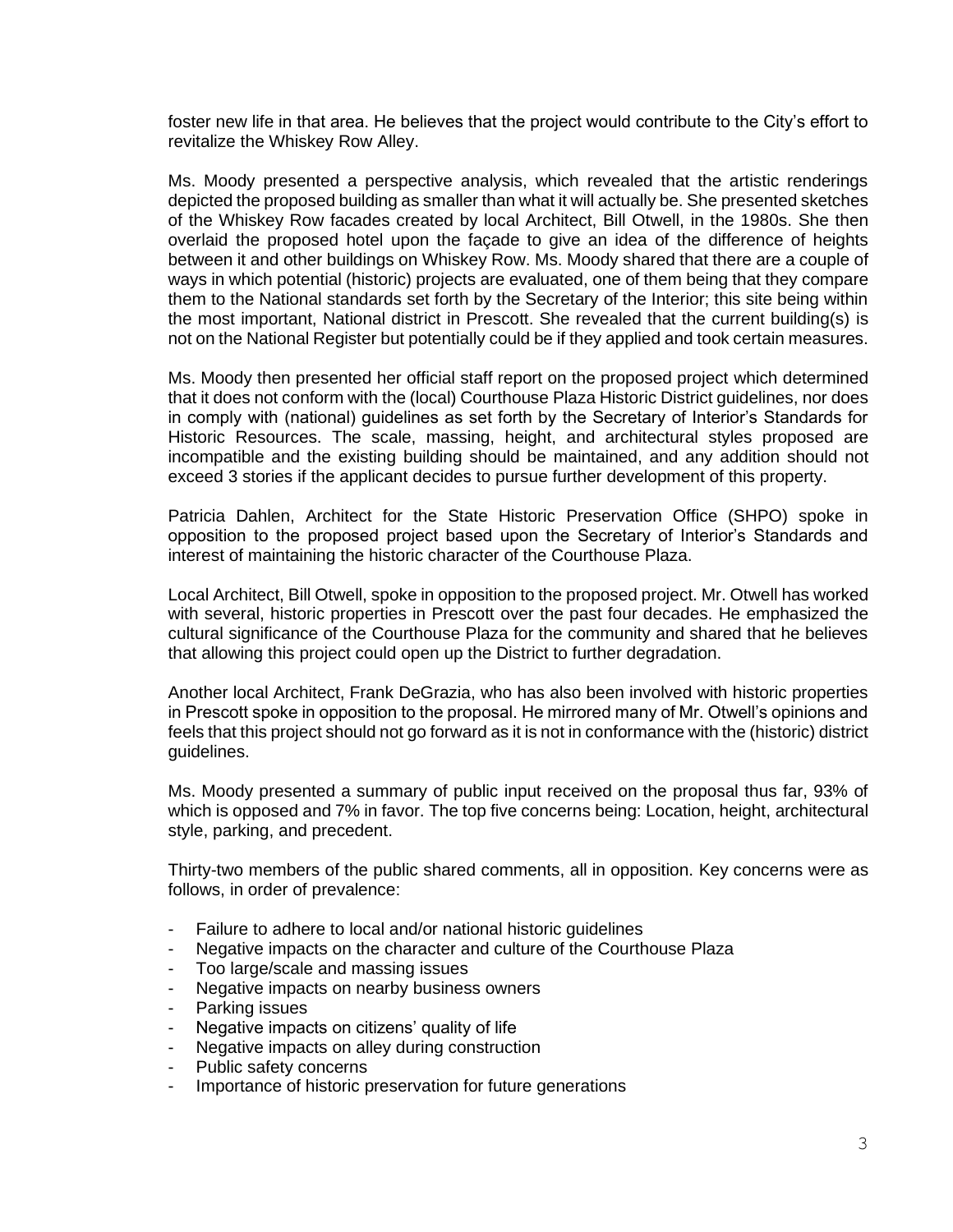foster new life in that area. He believes that the project would contribute to the City's effort to revitalize the Whiskey Row Alley.

Ms. Moody presented a perspective analysis, which revealed that the artistic renderings depicted the proposed building as smaller than what it will actually be. She presented sketches of the Whiskey Row facades created by local Architect, Bill Otwell, in the 1980s. She then overlaid the proposed hotel upon the façade to give an idea of the difference of heights between it and other buildings on Whiskey Row. Ms. Moody shared that there are a couple of ways in which potential (historic) projects are evaluated, one of them being that they compare them to the National standards set forth by the Secretary of the Interior; this site being within the most important, National district in Prescott. She revealed that the current building(s) is not on the National Register but potentially could be if they applied and took certain measures.

Ms. Moody then presented her official staff report on the proposed project which determined that it does not conform with the (local) Courthouse Plaza Historic District guidelines, nor does in comply with (national) guidelines as set forth by the Secretary of Interior's Standards for Historic Resources. The scale, massing, height, and architectural styles proposed are incompatible and the existing building should be maintained, and any addition should not exceed 3 stories if the applicant decides to pursue further development of this property.

Patricia Dahlen, Architect for the State Historic Preservation Office (SHPO) spoke in opposition to the proposed project based upon the Secretary of Interior's Standards and interest of maintaining the historic character of the Courthouse Plaza.

Local Architect, Bill Otwell, spoke in opposition to the proposed project. Mr. Otwell has worked with several, historic properties in Prescott over the past four decades. He emphasized the cultural significance of the Courthouse Plaza for the community and shared that he believes that allowing this project could open up the District to further degradation.

Another local Architect, Frank DeGrazia, who has also been involved with historic properties in Prescott spoke in opposition to the proposal. He mirrored many of Mr. Otwell's opinions and feels that this project should not go forward as it is not in conformance with the (historic) district guidelines.

Ms. Moody presented a summary of public input received on the proposal thus far, 93% of which is opposed and 7% in favor. The top five concerns being: Location, height, architectural style, parking, and precedent.

Thirty-two members of the public shared comments, all in opposition. Key concerns were as follows, in order of prevalence:

- Failure to adhere to local and/or national historic guidelines
- Negative impacts on the character and culture of the Courthouse Plaza
- Too large/scale and massing issues
- Negative impacts on nearby business owners
- Parking issues
- Negative impacts on citizens' quality of life
- Negative impacts on alley during construction
- Public safety concerns
- Importance of historic preservation for future generations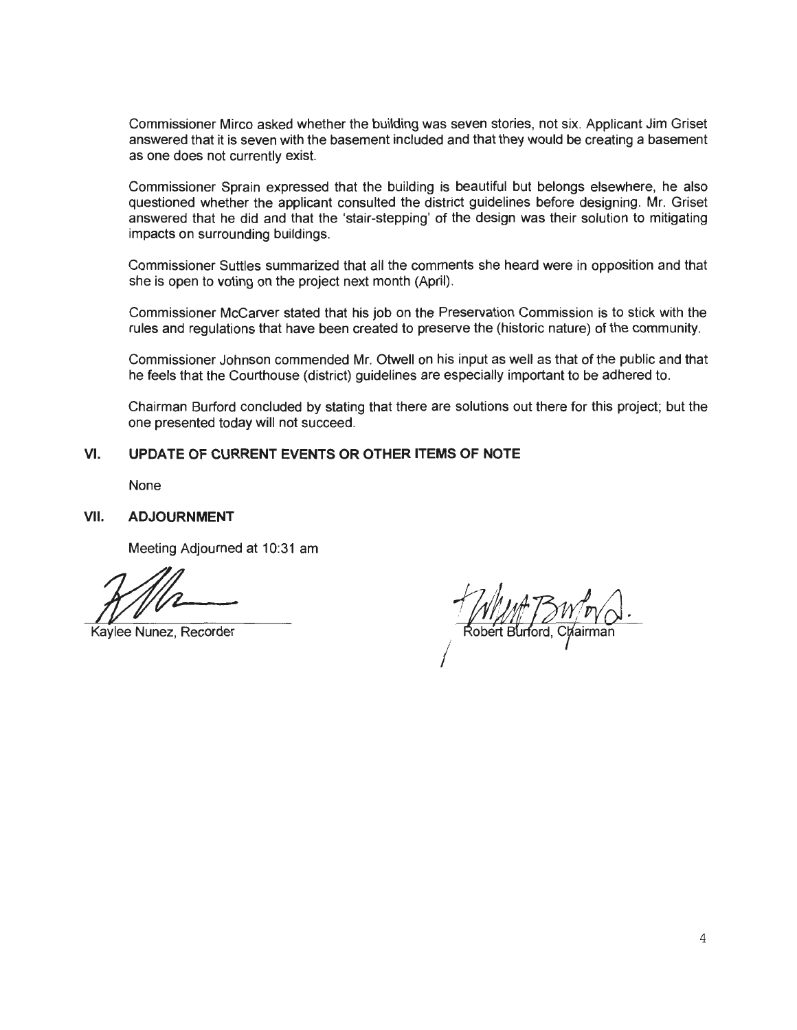Commissioner Mirco asked whether the building was seven stories, not six. Applicant Jim Griset answered that it is seven with the basement included and that they would be creating a basement as one does not currently exist.

Commissioner Sprain expressed that the building is beautiful but belongs elsewhere, he also questioned whether the applicant consulted the district guidelines before designing. Mr. Griset answered that he did and that the 'stair-stepping' of the design was their solution to mitigating impacts on surrounding buildings.

Commissioner Suttles summarized that all the comments she heard were in opposition and that she is open to voting on the project next month (April).

Commissioner McCarver stated that his job on the Preservation Commission is to stick with the rules and regulations that have been created to preserve the (historic nature) of the community.

Commissioner Johnson commended Mr. Otwell on his input as well as that of the public and that he feels that the Courthouse (district) guidelines are especially important to be adhered to.

Chairman Burford concluded by stating that there are solutions out there for this project; but the one presented today will not succeed.

## VI. UPDATE OF CURRENT EVENTS OR OTHER ITEMS OF NOTE

None

## VII. ADJOURNMENT

Meeting Adjourned at 10:31 am

Kaylee Nunez, Recorder

Robert Burford, Chairman